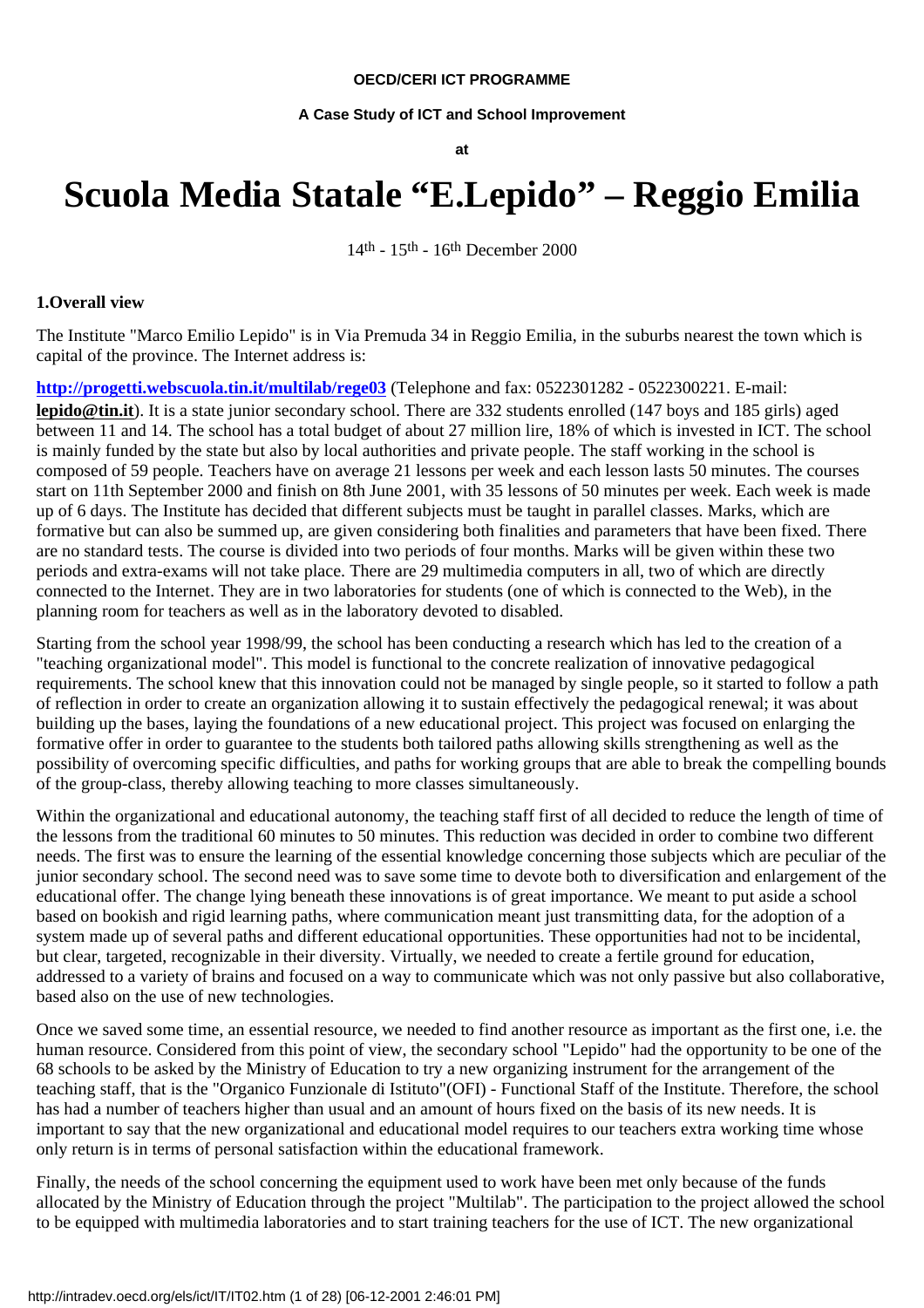**OECD/CERI ICT PROGRAMME**

**A Case Study of ICT and School Improvement**

**at**

# Scuola Media Statale “E.Lepido” – Reggio Emilia

14th - 15th - 16th December 2000

### 1.Overall view

The Institute "Marco Emilio Lepido" is in Via Premuda 34 in Reggio Emilia, in the suburbs nearest the town which is capital of the province. The Internet address is:

**http://progetti.webscuola.tin.it/multilab/rege03** (Telephone and fax: 0522301282 - 0522300221. E-mail: **lepido@tin.it**). It is a state junior secondary school. There are 332 students enrolled (147 boys and 185 girls) aged between 11 and 14. The school has a total budget of about 27 million lire, 18% of which is invested in ICT. The school is mainly funded by the state but also by local authorities and private people. The staff working in the school is composed of 59 people. Teachers have on average 21 lessons per week and each lesson lasts 50 minutes. The courses start on 11th September 2000 and finish on 8th June 2001, with 35 lessons of 50 minutes per week. Each week is made up of 6 days. The Institute has decided that different subjects must be taught in parallel classes. Marks, which are formative but can also be summed up, are given considering both finalities and parameters that have been fixed. There are no standard tests. The course is divided into two periods of four months. Marks will be given within these two periods and extra-exams will not take place. There are 29 multimedia computers in all, two of which are directly connected to the Internet. They are in two laboratories for students (one of which is connected to the Web), in the planning room for teachers as well as in the laboratory devoted to disabled.

Starting from the school year 1998/99, the school has been conducting a research which has led to the creation of a "teaching organizational model". This model is functional to the concrete realization of innovative pedagogical requirements. The school knew that this innovation could not be managed by single people, so it started to follow a path of reflection in order to create an organization allowing it to sustain effectively the pedagogical renewal; it was about building up the bases, laying the foundations of a new educational project. This project was focused on enlarging the formative offer in order to guarantee to the students both tailored paths allowing skills strengthening as well as the possibility of overcoming specific difficulties, and paths for working groups that are able to break the compelling bounds of the group-class, thereby allowing teaching to more classes simultaneously.

Within the organizational and educational autonomy, the teaching staff first of all decided to reduce the length of time of the lessons from the traditional 60 minutes to 50 minutes. This reduction was decided in order to combine two different needs. The first was to ensure the learning of the essential knowledge concerning those subjects which are peculiar of the junior secondary school. The second need was to save some time to devote both to diversification and enlargement of the educational offer. The change lying beneath these innovations is of great importance. We meant to put aside a school based on bookish and rigid learning paths, where communication meant just transmitting data, for the adoption of a system made up of several paths and different educational opportunities. These opportunities had not to be incidental, but clear, targeted, recognizable in their diversity. Virtually, we needed to create a fertile ground for education, addressed to a variety of brains and focused on a way to communicate which was not only passive but also collaborative, based also on the use of new technologies.

Once we saved some time, an essential resource, we needed to find another resource as important as the first one, i.e. the human resource. Considered from this point of view, the secondary school "Lepido" had the opportunity to be one of the 68 schools to be asked by the Ministry of Education to try a new organizing instrument for the arrangement of the teaching staff, that is the "Organico Funzionale di Istituto"(OFI) - Functional Staff of the Institute. Therefore, the school has had a number of teachers higher than usual and an amount of hours fixed on the basis of its new needs. It is important to say that the new organizational and educational model requires to our teachers extra working time whose only return is in terms of personal satisfaction within the educational framework.

Finally, the needs of the school concerning the equipment used to work have been met only because of the funds allocated by the Ministry of Education through the project "Multilab". The participation to the project allowed the school to be equipped with multimedia laboratories and to start training teachers for the use of ICT. The new organizational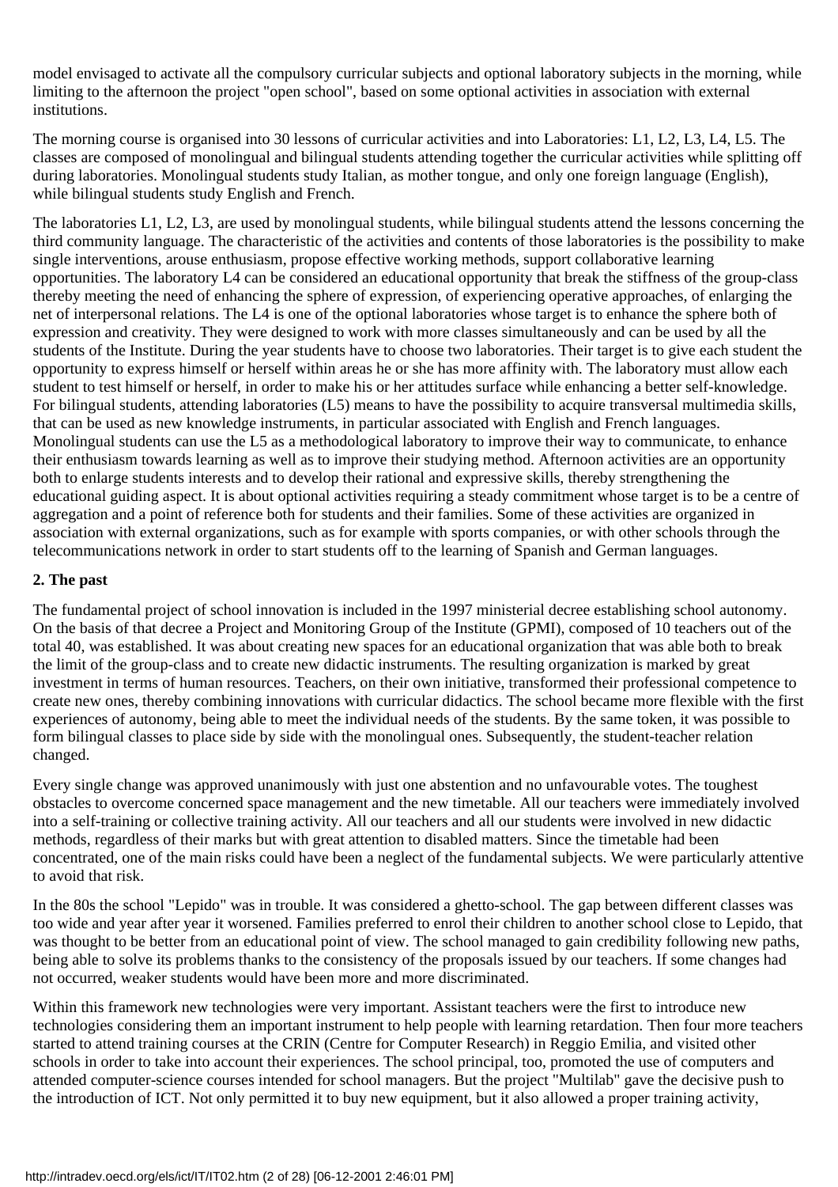model envisaged to activate all the compulsory curricular subjects and optional laboratory subjects in the morning, while limiting to the afternoon the project "open school", based on some optional activities in association with external institutions.

The morning course is organised into 30 lessons of curricular activities and into Laboratories: L1, L2, L3, L4, L5. The classes are composed of monolingual and bilingual students attending together the curricular activities while splitting off during laboratories. Monolingual students study Italian, as mother tongue, and only one foreign language (English), while bilingual students study English and French.

The laboratories L1, L2, L3, are used by monolingual students, while bilingual students attend the lessons concerning the third community language. The characteristic of the activities and contents of those laboratories is the possibility to make single interventions, arouse enthusiasm, propose effective working methods, support collaborative learning opportunities. The laboratory L4 can be considered an educational opportunity that break the stiffness of the group-class thereby meeting the need of enhancing the sphere of expression, of experiencing operative approaches, of enlarging the net of interpersonal relations. The L4 is one of the optional laboratories whose target is to enhance the sphere both of expression and creativity. They were designed to work with more classes simultaneously and can be used by all the students of the Institute. During the year students have to choose two laboratories. Their target is to give each student the opportunity to express himself or herself within areas he or she has more affinity with. The laboratory must allow each student to test himself or herself, in order to make his or her attitudes surface while enhancing a better self-knowledge. For bilingual students, attending laboratories (L5) means to have the possibility to acquire transversal multimedia skills, that can be used as new knowledge instruments, in particular associated with English and French languages. Monolingual students can use the L5 as a methodological laboratory to improve their way to communicate, to enhance their enthusiasm towards learning as well as to improve their studying method. Afternoon activities are an opportunity both to enlarge students interests and to develop their rational and expressive skills, thereby strengthening the educational guiding aspect. It is about optional activities requiring a steady commitment whose target is to be a centre of aggregation and a point of reference both for students and their families. Some of these activities are organized in association with external organizations, such as for example with sports companies, or with other schools through the telecommunications network in order to start students off to the learning of Spanish and German languages.

**2. The past**

The fundamental project of school innovation is included in the 1997 ministerial decree establishing school autonomy. On the basis of that decree a Project and Monitoring Group of the Institute (GPMI), composed of 10 teachers out of the total 40, was established. It was about creating new spaces for an educational organization that was able both to break the limit of the group-class and to create new didactic instruments. The resulting organization is marked by great investment in terms of human resources. Teachers, on their own initiative, transformed their professional competence to create new ones, thereby combining innovations with curricular didactics. The school became more flexible with the first experiences of autonomy, being able to meet the individual needs of the students. By the same token, it was possible to form bilingual classes to place side by side with the monolingual ones. Subsequently, the student-teacher relation changed.

Every single change was approved unanimously with just one abstention and no unfavourable votes. The toughest obstacles to overcome concerned space management and the new timetable. All our teachers were immediately involved into a self-training or collective training activity. All our teachers and all our students were involved in new didactic methods, regardless of their marks but with great attention to disabled matters. Since the timetable had been concentrated, one of the main risks could have been a neglect of the fundamental subjects. We were particularly attentive to avoid that risk.

In the 80s the school "Lepido" was in trouble. It was considered a ghetto-school. The gap between different classes was too wide and year after year it worsened. Families preferred to enrol their children to another school close to Lepido, that was thought to be better from an educational point of view. The school managed to gain credibility following new paths, being able to solve its problems thanks to the consistency of the proposals issued by our teachers. If some changes had not occurred, weaker students would have been more and more discriminated.

Within this framework new technologies were very important. Assistant teachers were the first to introduce new technologies considering them an important instrument to help people with learning retardation. Then four more teachers started to attend training courses at the CRIN (Centre for Computer Research) in Reggio Emilia, and visited other schools in order to take into account their experiences. The school principal, too, promoted the use of computers and attended computer-science courses intended for school managers. But the project "Multilab" gave the decisive push to the introduction of ICT. Not only permitted it to buy new equipment, but it also allowed a proper training activity,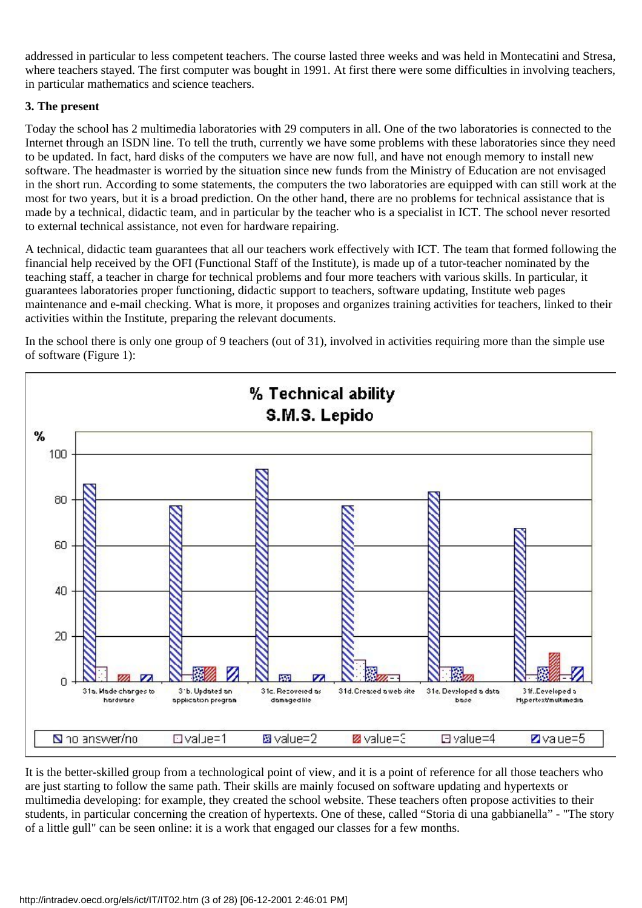addressed in particular to less competent teachers. The course lasted three weeks and was held in Montecatini and Stresa, where teachers stayed. The first computer was bought in 1991. At first there were some difficulties in involving teachers, in particular mathematics and science teachers.

**3. The present**

Today the school has 2 multimedia laboratories with 29 computers in all. One of the two laboratories is connected to the Internet through an ISDN line. To tell the truth, currently we have some problems with these laboratories since they need to be updated. In fact, hard disks of the computers we have are now full, and have not enough memory to install new software. The headmaster is worried by the situation since new funds from the Ministry of Education are not envisaged in the short run. According to some statements, the computers the two laboratories are equipped with can still work at the most for two years, but it is a broad prediction. On the other hand, there are no problems for technical assistance that is made by a technical, didactic team, and in particular by the teacher who is a specialist in ICT. The school never resorted to external technical assistance, not even for hardware repairing.

A technical, didactic team guarantees that all our teachers work effectively with ICT. The team that formed following the financial help received by the OFI (Functional Staff of the Institute), is made up of a tutor-teacher nominated by the teaching staff, a teacher in charge for technical problems and four more teachers with various skills. In particular, it guarantees laboratories proper functioning, didactic support to teachers, software updating, Institute web pages maintenance and e-mail checking. What is more, it proposes and organizes training activities for teachers, linked to their activities within the Institute, preparing the relevant documents.

In the school there is only one group of 9 teachers (out of 31), involved in activities requiring more than the simple use of software (Figure 1):

**% Technical ability**
**S.M.S. Lepido**

It is the better-skilled group from a technological point of view, and it is a point of reference for all those teachers who are just starting to follow the same path. Their skills are mainly focused on software updating and hypertexts or multimedia developing: for example, they created the school website. These teachers often propose activities to their students, in particular concerning the creation of hypertexts. One of these, called “Storia di una gabbianella” - "The story of a little gull" can be seen online: it is a work that engaged our classes for a few months.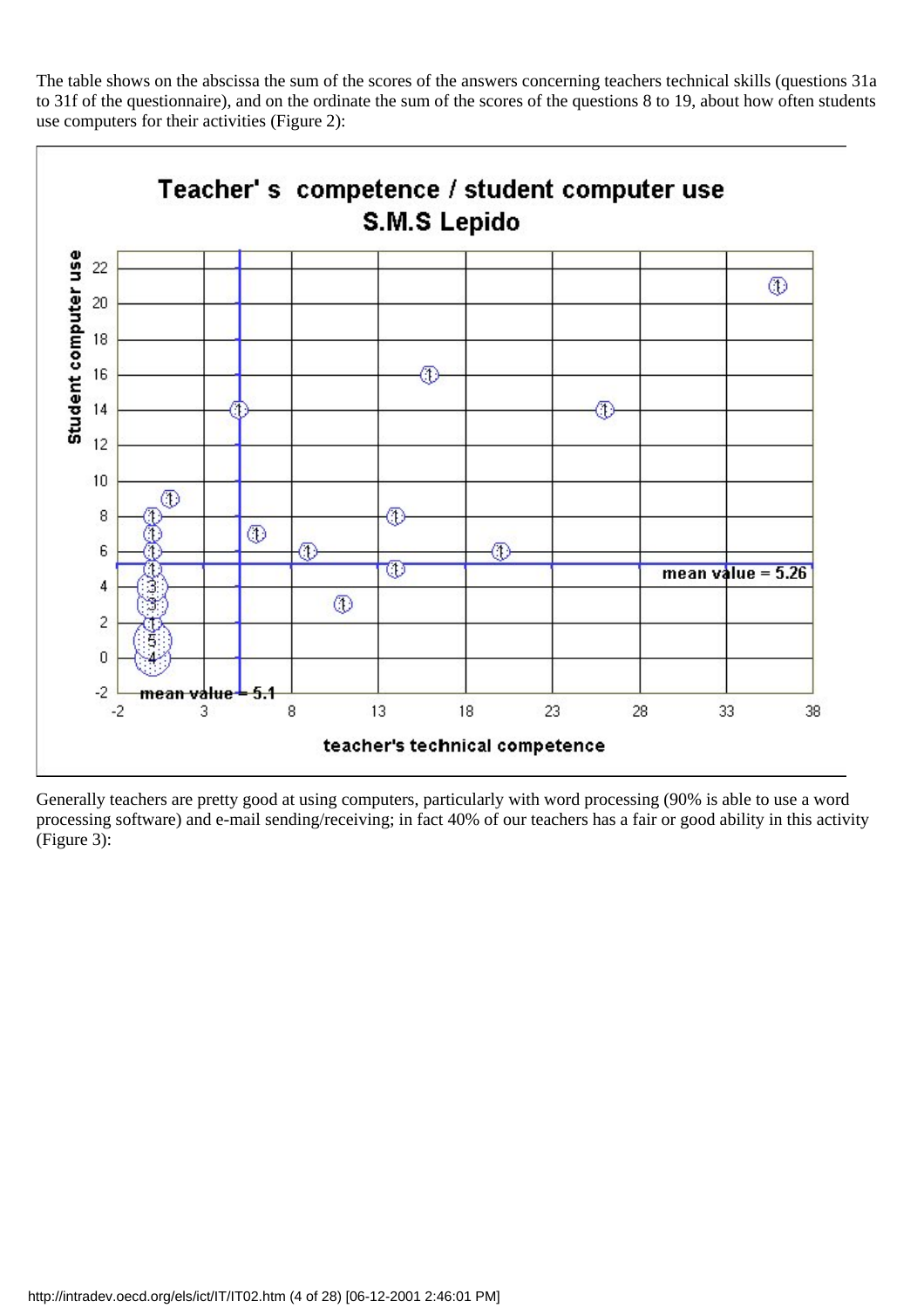The table shows on the abscissa the sum of the scores of the answers concerning teachers technical skills (questions 31a to 31f of the questionnaire), and on the ordinate the sum of the scores of the questions 8 to 19, about how often students use computers for their activities (Figure 2):

Generally teachers are pretty good at using computers, particularly with word processing (90% is able to use a word processing software) and e-mail sending/receiving; in fact 40% of our teachers has a fair or good ability in this activity (Figure 3):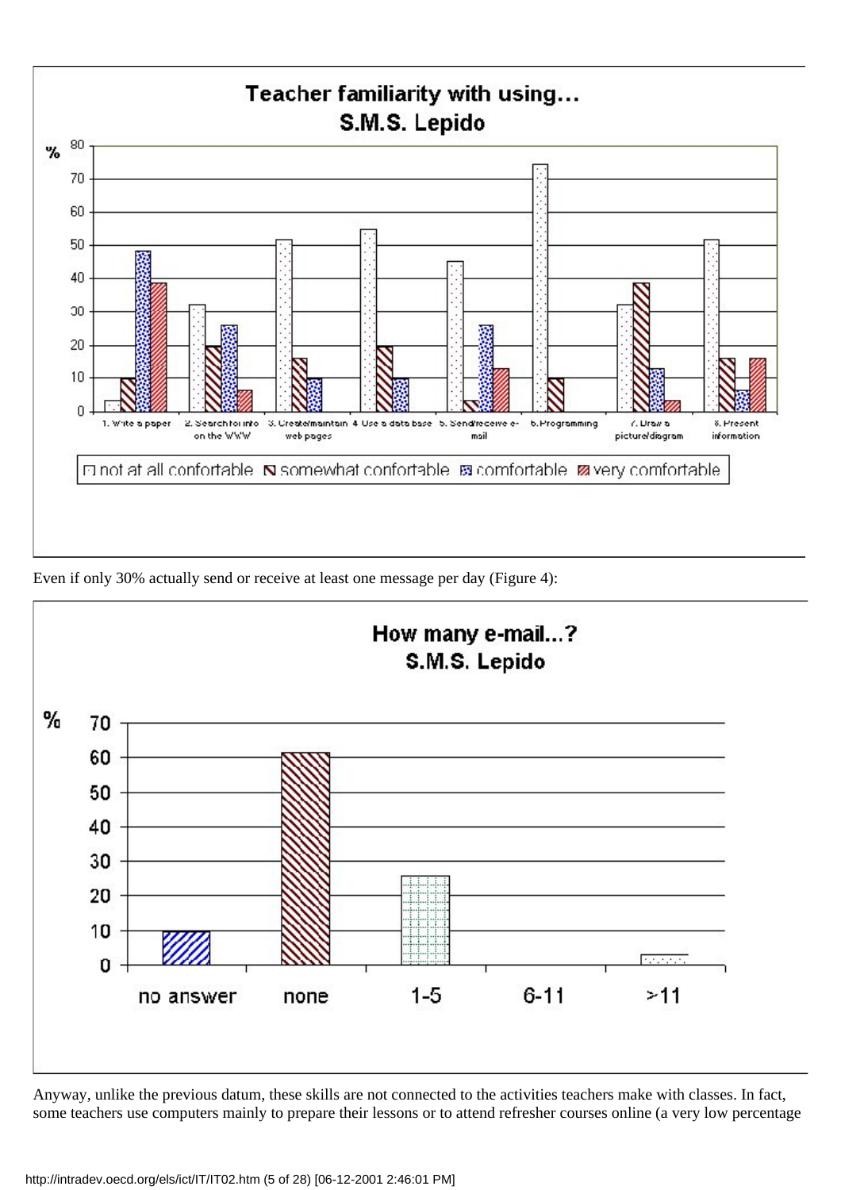**Teacher familiarity with using...**
**S.M.S. Lepido**

| | not at all confortable | somewhat confortable | comfortable | very comfortable |
|---|---|---|---|---|
| 1. Write a paper | 3 | 10 | 48 | 39 |
| 2. Search for info on the WWW | 32 | 19 | 26 | 6 |
| 3. Create/maintain web pages | 52 | 16 | 10 | |
| 4. Use a data base | 55 | 19 | 10 | |
| 5. Send/receive e-mail | 45 | 3 | 26 | 13 |
| 6. Programming | 74 | 10 | | |
| 7. Draw a picture/diagram | 32 | 39 | 13 | 3 |
| 8. Present information | 52 | 16 | 6 | 16 |

Even if only 30% actually send or receive at least one message per day (Figure 4):

**How many e-mail...?**
**S.M.S. Lepido**

| | % |
|---|---|
| no answer | 10 |
| none | 61 |
| 1-5 | 26 |
| 6-11 | 0 |
| >11 | 3 |

Anyway, unlike the previous datum, these skills are not connected to the activities teachers make with classes. In fact, some teachers use computers mainly to prepare their lessons or to attend refresher courses online (a very low percentage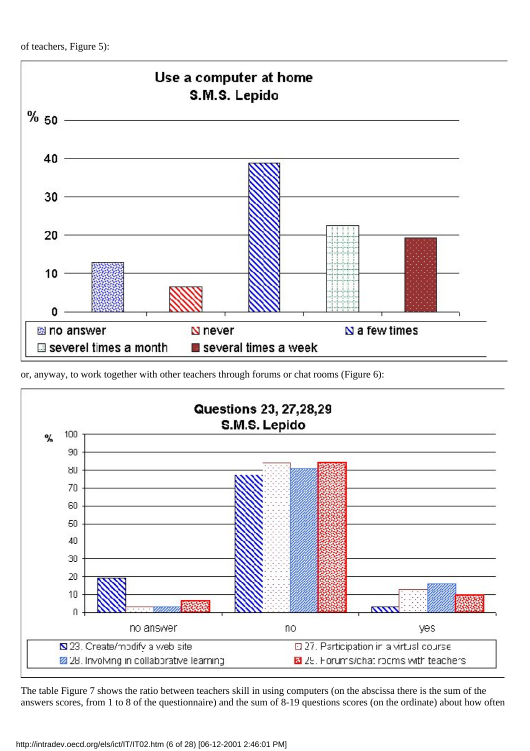of teachers, Figure 5):

**Use a computer at home**
**S.M.S. Lepido**

| | no answer | never | a few times | severel times a month | several times a week |
|---|---|---|---|---|---|
| % | 13 | 6.5 | 39 | 22.5 | 19.5 |

or, anyway, to work together with other teachers through forums or chat rooms (Figure 6):

**Questions 23, 27,28,29**
**S.M.S. Lepido**

| % | no answer | no | yes |
|---|---|---|---|
| 23. Create/modify a web site | 19.5 | 77.5 | 3 |
| 27. Participation in a virtual course | 3 | 84 | 13 |
| 28. Involving in collaborative learning | 3 | 81 | 16 |
| 29. Forums/chat rooms with teachers | 6.5 | 84 | 10 |

The table Figure 7 shows the ratio between teachers skill in using computers (on the abscissa there is the sum of the answers scores, from 1 to 8 of the questionnaire) and the sum of 8-19 questions scores (on the ordinate) about how often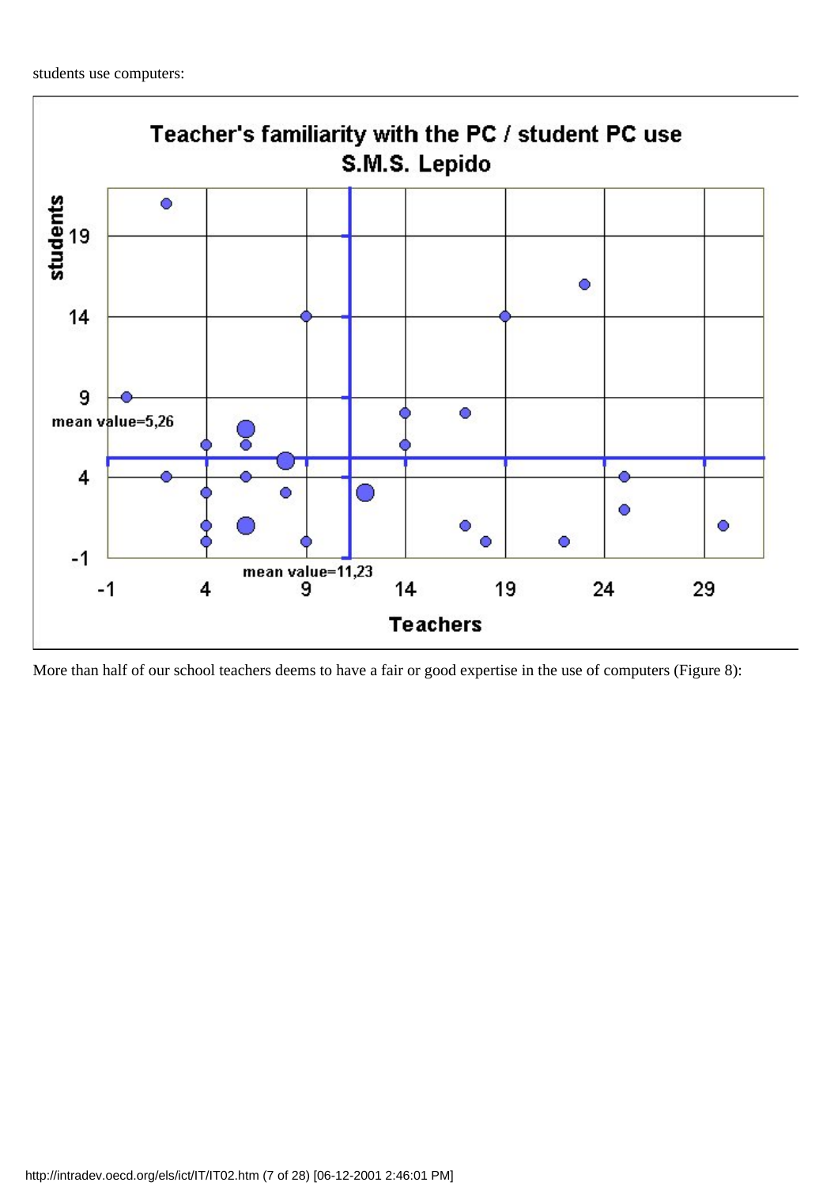students use computers:

**Teacher's familiarity with the PC / student PC use**
**S.M.S. Lepido**

students

mean value=5,26

mean value=11,23

Teachers

More than half of our school teachers deems to have a fair or good expertise in the use of computers (Figure 8):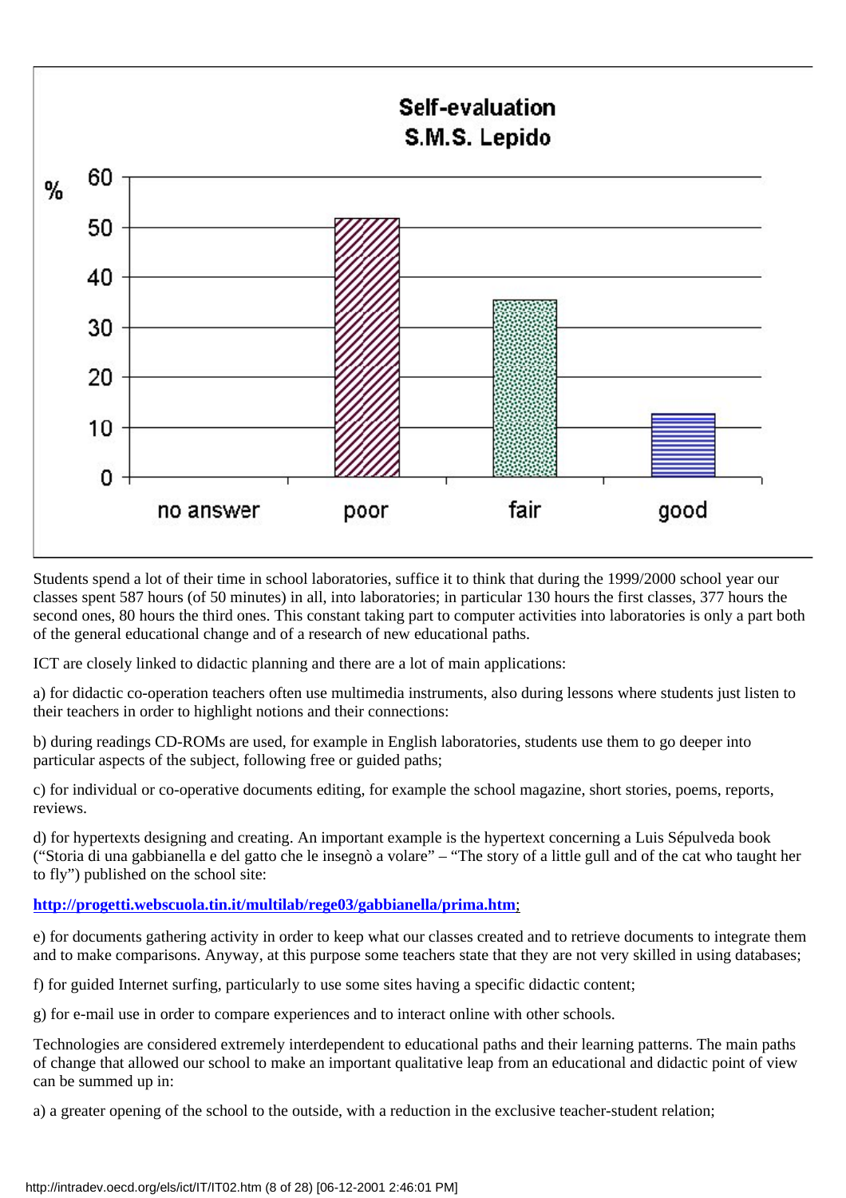**Self-evaluation**
**S.M.S. Lepido**

| | % |
|---|---|
| no answer | 0 |
| poor | 52 |
| fair | 35 |
| good | 12 |

Students spend a lot of their time in school laboratories, suffice it to think that during the 1999/2000 school year our classes spent 587 hours (of 50 minutes) in all, into laboratories; in particular 130 hours the first classes, 377 hours the second ones, 80 hours the third ones. This constant taking part to computer activities into laboratories is only a part both of the general educational change and of a research of new educational paths.

ICT are closely linked to didactic planning and there are a lot of main applications:

a) for didactic co-operation teachers often use multimedia instruments, also during lessons where students just listen to their teachers in order to highlight notions and their connections:

b) during readings CD-ROMs are used, for example in English laboratories, students use them to go deeper into particular aspects of the subject, following free or guided paths;

c) for individual or co-operative documents editing, for example the school magazine, short stories, poems, reports, reviews.

d) for hypertexts designing and creating. An important example is the hypertext concerning a Luis Sépulveda book ("Storia di una gabbianella e del gatto che le insegnò a volare" – "The story of a little gull and of the cat who taught her to fly") published on the school site:

**http://progetti.webscuola.tin.it/multilab/rege03/gabbianella/prima.htm**;

e) for documents gathering activity in order to keep what our classes created and to retrieve documents to integrate them and to make comparisons. Anyway, at this purpose some teachers state that they are not very skilled in using databases;

f) for guided Internet surfing, particularly to use some sites having a specific didactic content;

g) for e-mail use in order to compare experiences and to interact online with other schools.

Technologies are considered extremely interdependent to educational paths and their learning patterns. The main paths of change that allowed our school to make an important qualitative leap from an educational and didactic point of view can be summed up in:

a) a greater opening of the school to the outside, with a reduction in the exclusive teacher-student relation;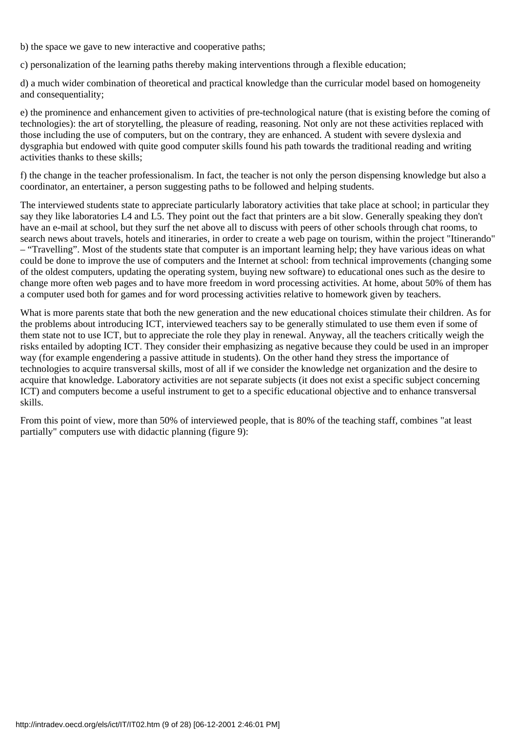b) the space we gave to new interactive and cooperative paths;

c) personalization of the learning paths thereby making interventions through a flexible education;

d) a much wider combination of theoretical and practical knowledge than the curricular model based on homogeneity and consequentiality;

e) the prominence and enhancement given to activities of pre-technological nature (that is existing before the coming of technologies): the art of storytelling, the pleasure of reading, reasoning. Not only are not these activities replaced with those including the use of computers, but on the contrary, they are enhanced. A student with severe dyslexia and dysgraphia but endowed with quite good computer skills found his path towards the traditional reading and writing activities thanks to these skills;

f) the change in the teacher professionalism. In fact, the teacher is not only the person dispensing knowledge but also a coordinator, an entertainer, a person suggesting paths to be followed and helping students.

The interviewed students state to appreciate particularly laboratory activities that take place at school; in particular they say they like laboratories L4 and L5. They point out the fact that printers are a bit slow. Generally speaking they don't have an e-mail at school, but they surf the net above all to discuss with peers of other schools through chat rooms, to search news about travels, hotels and itineraries, in order to create a web page on tourism, within the project "Itinerando" – "Travelling". Most of the students state that computer is an important learning help; they have various ideas on what could be done to improve the use of computers and the Internet at school: from technical improvements (changing some of the oldest computers, updating the operating system, buying new software) to educational ones such as the desire to change more often web pages and to have more freedom in word processing activities. At home, about 50% of them has a computer used both for games and for word processing activities relative to homework given by teachers.

What is more parents state that both the new generation and the new educational choices stimulate their children. As for the problems about introducing ICT, interviewed teachers say to be generally stimulated to use them even if some of them state not to use ICT, but to appreciate the role they play in renewal. Anyway, all the teachers critically weigh the risks entailed by adopting ICT. They consider their emphasizing as negative because they could be used in an improper way (for example engendering a passive attitude in students). On the other hand they stress the importance of technologies to acquire transversal skills, most of all if we consider the knowledge net organization and the desire to acquire that knowledge. Laboratory activities are not separate subjects (it does not exist a specific subject concerning ICT) and computers become a useful instrument to get to a specific educational objective and to enhance transversal skills.

From this point of view, more than 50% of interviewed people, that is 80% of the teaching staff, combines "at least partially" computers use with didactic planning (figure 9):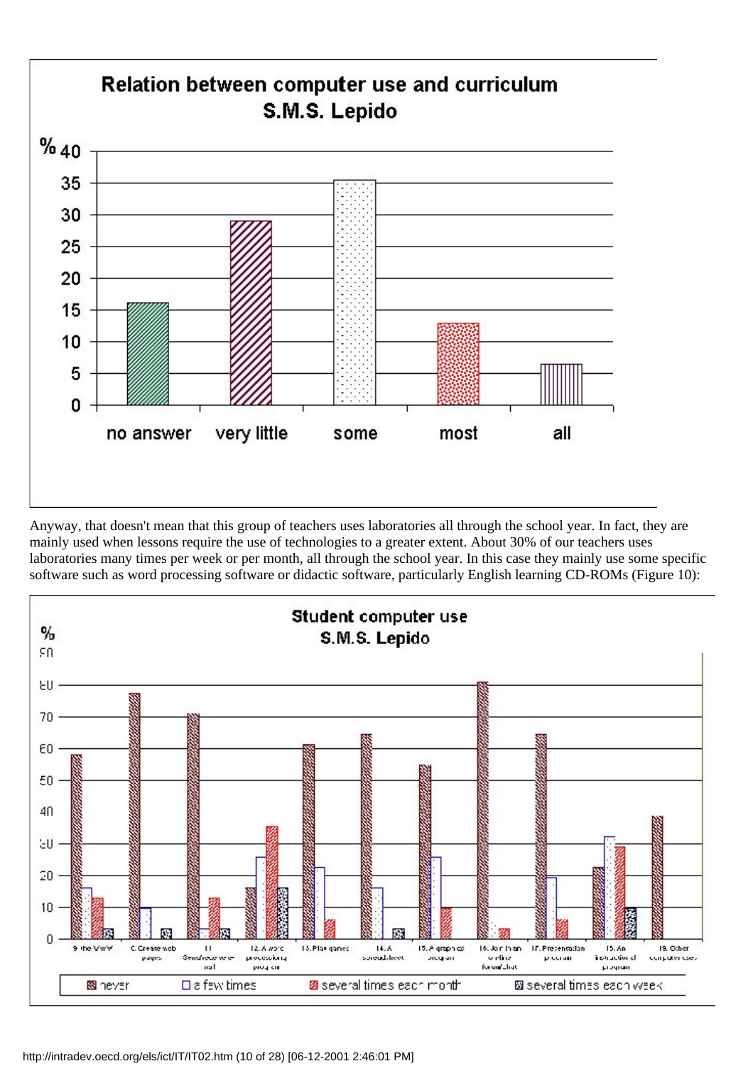Anyway, that doesn't mean that this group of teachers uses laboratories all through the school year. In fact, they are mainly used when lessons require the use of technologies to a greater extent. About 30% of our teachers uses laboratories many times per week or per month, all through the school year. In this case they mainly use some specific software such as word processing software or didactic software, particularly English learning CD-ROMs (Figure 10):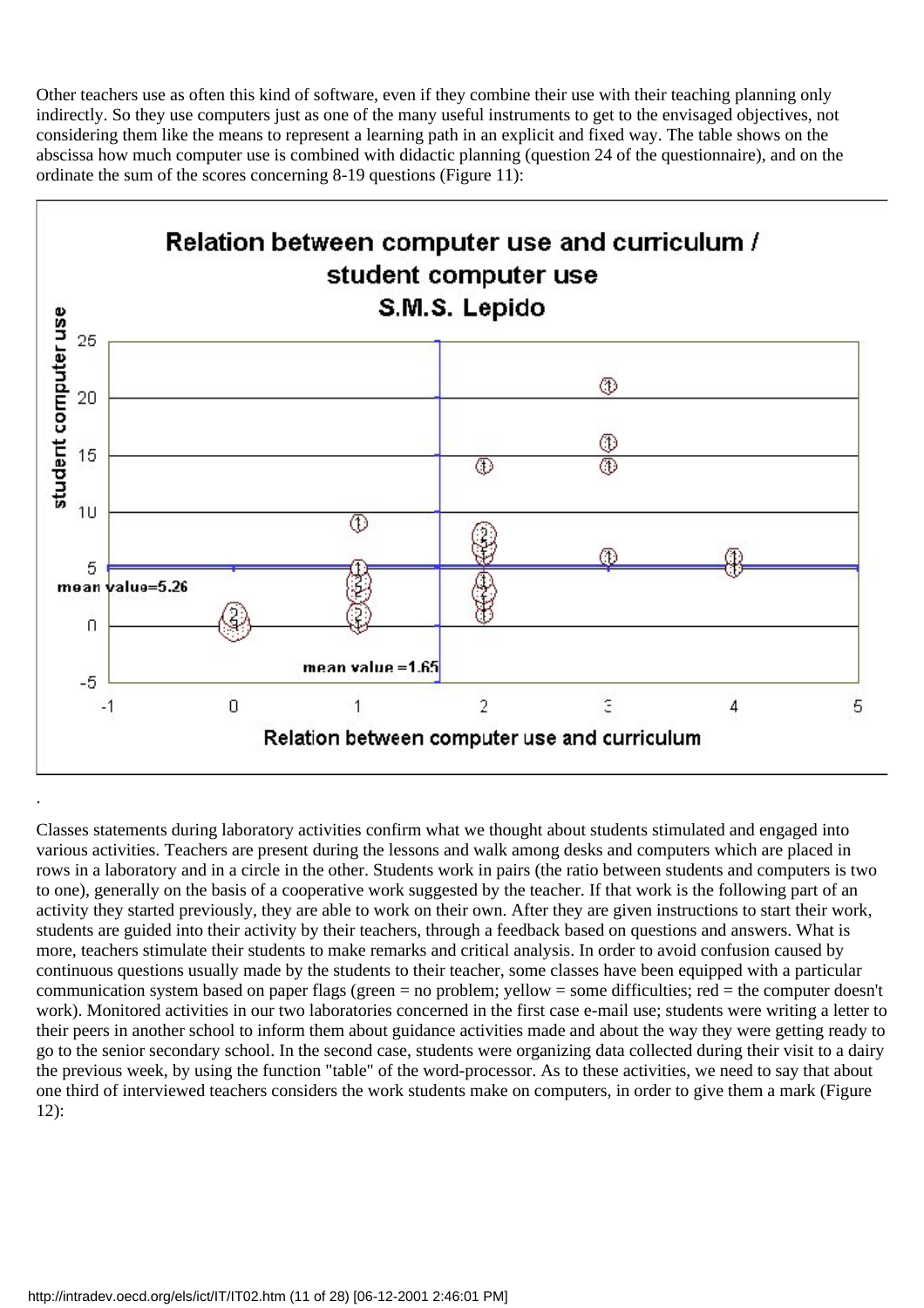Other teachers use as often this kind of software, even if they combine their use with their teaching planning only indirectly. So they use computers just as one of the many useful instruments to get to the envisaged objectives, not considering them like the means to represent a learning path in an explicit and fixed way. The table shows on the abscissa how much computer use is combined with didactic planning (question 24 of the questionnaire), and on the ordinate the sum of the scores concerning 8-19 questions (Figure 11):

.

Classes statements during laboratory activities confirm what we thought about students stimulated and engaged into various activities. Teachers are present during the lessons and walk among desks and computers which are placed in rows in a laboratory and in a circle in the other. Students work in pairs (the ratio between students and computers is two to one), generally on the basis of a cooperative work suggested by the teacher. If that work is the following part of an activity they started previously, they are able to work on their own. After they are given instructions to start their work, students are guided into their activity by their teachers, through a feedback based on questions and answers. What is more, teachers stimulate their students to make remarks and critical analysis. In order to avoid confusion caused by continuous questions usually made by the students to their teacher, some classes have been equipped with a particular communication system based on paper flags (green = no problem; yellow = some difficulties; red = the computer doesn't work). Monitored activities in our two laboratories concerned in the first case e-mail use; students were writing a letter to their peers in another school to inform them about guidance activities made and about the way they were getting ready to go to the senior secondary school. In the second case, students were organizing data collected during their visit to a dairy the previous week, by using the function "table" of the word-processor. As to these activities, we need to say that about one third of interviewed teachers considers the work students make on computers, in order to give them a mark (Figure 12):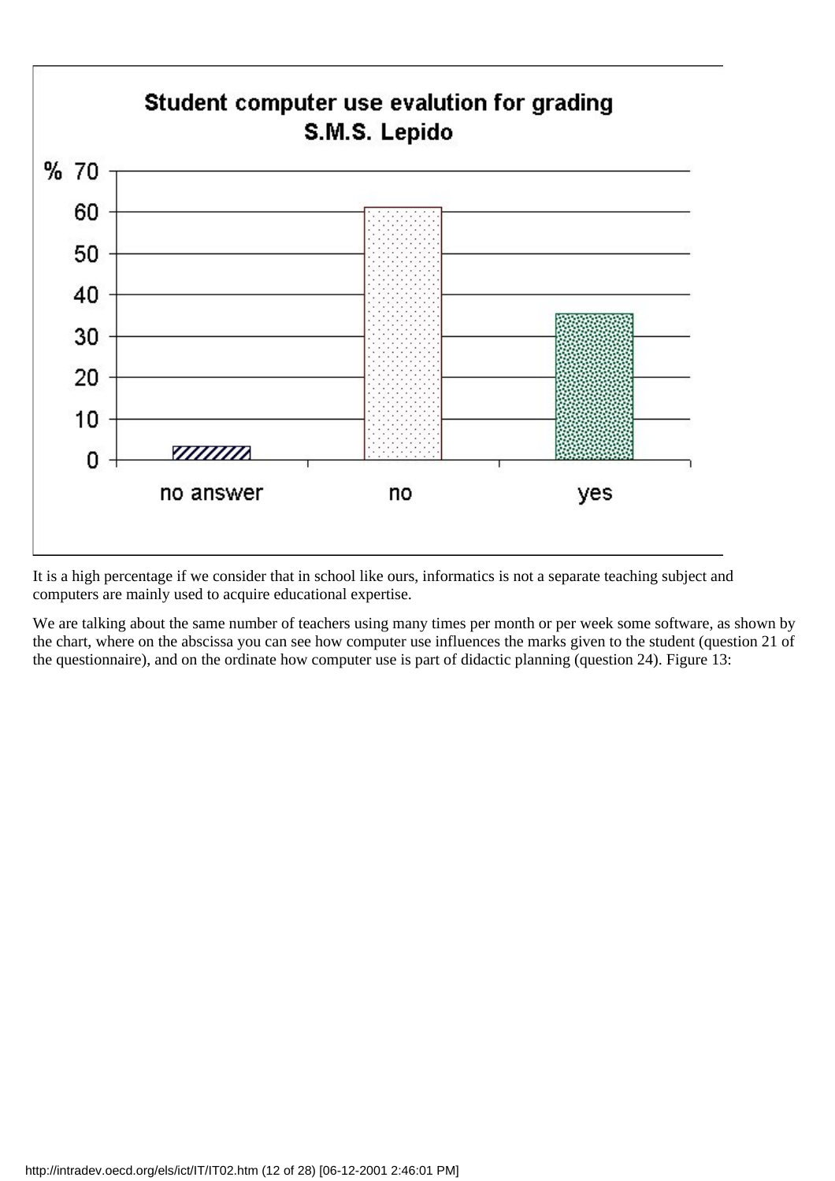**Student computer use evalution for grading S.M.S. Lepido**

It is a high percentage if we consider that in school like ours, informatics is not a separate teaching subject and computers are mainly used to acquire educational expertise.

We are talking about the same number of teachers using many times per month or per week some software, as shown by the chart, where on the abscissa you can see how computer use influences the marks given to the student (question 21 of the questionnaire), and on the ordinate how computer use is part of didactic planning (question 24). Figure 13: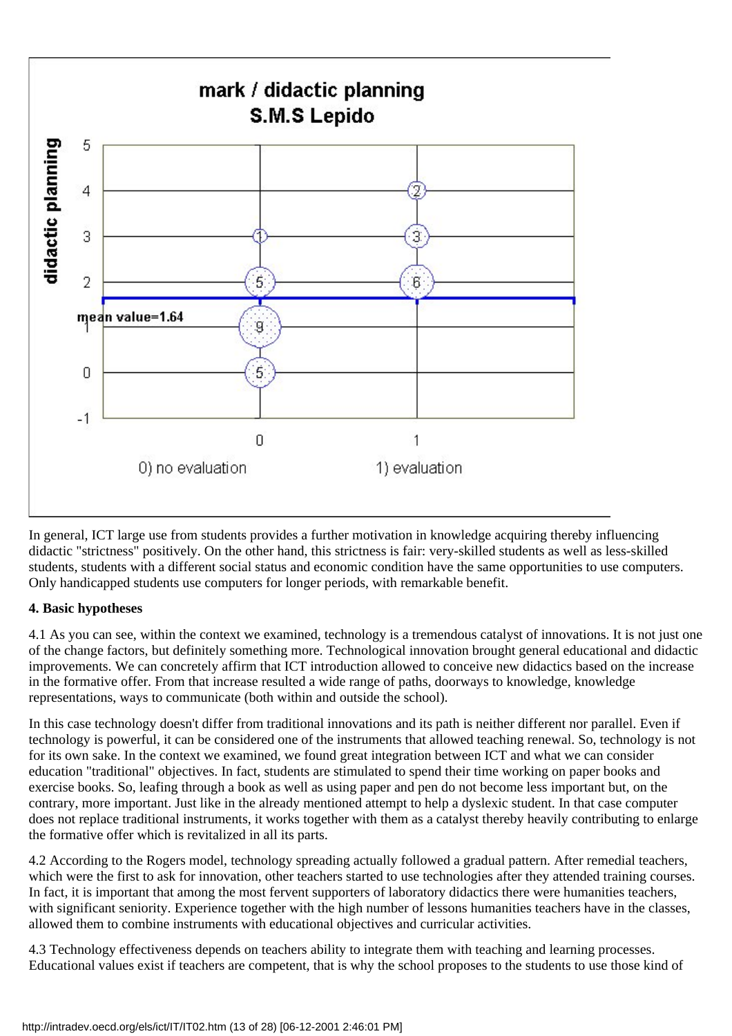mark / didactic planning
S.M.S Lepido

In general, ICT large use from students provides a further motivation in knowledge acquiring thereby influencing didactic "strictness" positively. On the other hand, this strictness is fair: very-skilled students as well as less-skilled students, students with a different social status and economic condition have the same opportunities to use computers. Only handicapped students use computers for longer periods, with remarkable benefit.

**4. Basic hypotheses**

4.1 As you can see, within the context we examined, technology is a tremendous catalyst of innovations. It is not just one of the change factors, but definitely something more. Technological innovation brought general educational and didactic improvements. We can concretely affirm that ICT introduction allowed to conceive new didactics based on the increase in the formative offer. From that increase resulted a wide range of paths, doorways to knowledge, knowledge representations, ways to communicate (both within and outside the school).

In this case technology doesn't differ from traditional innovations and its path is neither different nor parallel. Even if technology is powerful, it can be considered one of the instruments that allowed teaching renewal. So, technology is not for its own sake. In the context we examined, we found great integration between ICT and what we can consider education "traditional" objectives. In fact, students are stimulated to spend their time working on paper books and exercise books. So, leafing through a book as well as using paper and pen do not become less important but, on the contrary, more important. Just like in the already mentioned attempt to help a dyslexic student. In that case computer does not replace traditional instruments, it works together with them as a catalyst thereby heavily contributing to enlarge the formative offer which is revitalized in all its parts.

4.2 According to the Rogers model, technology spreading actually followed a gradual pattern. After remedial teachers, which were the first to ask for innovation, other teachers started to use technologies after they attended training courses. In fact, it is important that among the most fervent supporters of laboratory didactics there were humanities teachers, with significant seniority. Experience together with the high number of lessons humanities teachers have in the classes, allowed them to combine instruments with educational objectives and curricular activities.

4.3 Technology effectiveness depends on teachers ability to integrate them with teaching and learning processes. Educational values exist if teachers are competent, that is why the school proposes to the students to use those kind of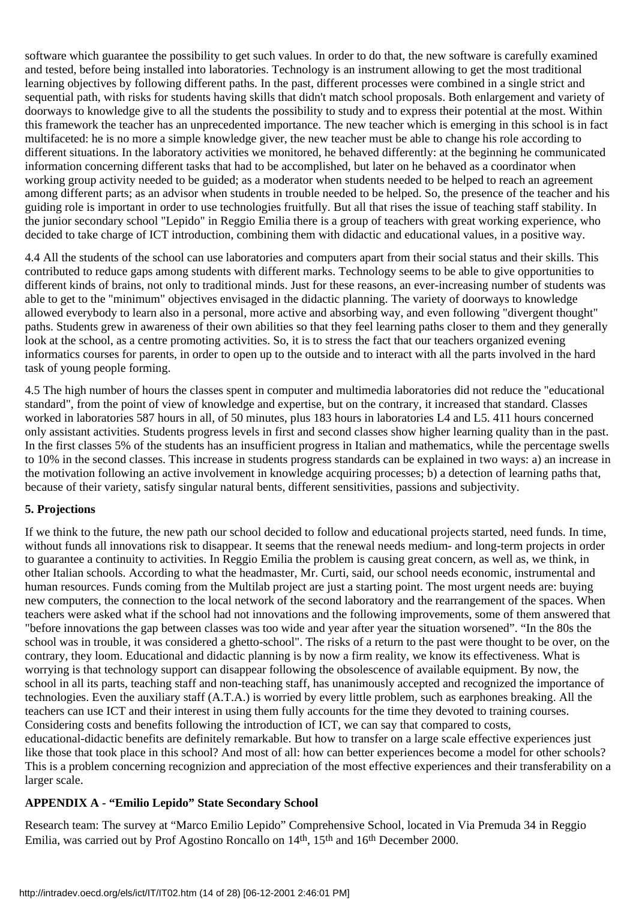software which guarantee the possibility to get such values. In order to do that, the new software is carefully examined and tested, before being installed into laboratories. Technology is an instrument allowing to get the most traditional learning objectives by following different paths. In the past, different processes were combined in a single strict and sequential path, with risks for students having skills that didn't match school proposals. Both enlargement and variety of doorways to knowledge give to all the students the possibility to study and to express their potential at the most. Within this framework the teacher has an unprecedented importance. The new teacher which is emerging in this school is in fact multifaceted: he is no more a simple knowledge giver, the new teacher must be able to change his role according to different situations. In the laboratory activities we monitored, he behaved differently: at the beginning he communicated information concerning different tasks that had to be accomplished, but later on he behaved as a coordinator when working group activity needed to be guided; as a moderator when students needed to be helped to reach an agreement among different parts; as an advisor when students in trouble needed to be helped. So, the presence of the teacher and his guiding role is important in order to use technologies fruitfully. But all that rises the issue of teaching staff stability. In the junior secondary school "Lepido" in Reggio Emilia there is a group of teachers with great working experience, who decided to take charge of ICT introduction, combining them with didactic and educational values, in a positive way.

4.4 All the students of the school can use laboratories and computers apart from their social status and their skills. This contributed to reduce gaps among students with different marks. Technology seems to be able to give opportunities to different kinds of brains, not only to traditional minds. Just for these reasons, an ever-increasing number of students was able to get to the "minimum" objectives envisaged in the didactic planning. The variety of doorways to knowledge allowed everybody to learn also in a personal, more active and absorbing way, and even following "divergent thought" paths. Students grew in awareness of their own abilities so that they feel learning paths closer to them and they generally look at the school, as a centre promoting activities. So, it is to stress the fact that our teachers organized evening informatics courses for parents, in order to open up to the outside and to interact with all the parts involved in the hard task of young people forming.

4.5 The high number of hours the classes spent in computer and multimedia laboratories did not reduce the "educational standard", from the point of view of knowledge and expertise, but on the contrary, it increased that standard. Classes worked in laboratories 587 hours in all, of 50 minutes, plus 183 hours in laboratories L4 and L5. 411 hours concerned only assistant activities. Students progress levels in first and second classes show higher learning quality than in the past. In the first classes 5% of the students has an insufficient progress in Italian and mathematics, while the percentage swells to 10% in the second classes. This increase in students progress standards can be explained in two ways: a) an increase in the motivation following an active involvement in knowledge acquiring processes; b) a detection of learning paths that, because of their variety, satisfy singular natural bents, different sensitivities, passions and subjectivity.

**5. Projections**

If we think to the future, the new path our school decided to follow and educational projects started, need funds. In time, without funds all innovations risk to disappear. It seems that the renewal needs medium- and long-term projects in order to guarantee a continuity to activities. In Reggio Emilia the problem is causing great concern, as well as, we think, in other Italian schools. According to what the headmaster, Mr. Curti, said, our school needs economic, instrumental and human resources. Funds coming from the Multilab project are just a starting point. The most urgent needs are: buying new computers, the connection to the local network of the second laboratory and the rearrangement of the spaces. When teachers were asked what if the school had not innovations and the following improvements, some of them answered that "before innovations the gap between classes was too wide and year after year the situation worsened". "In the 80s the school was in trouble, it was considered a ghetto-school". The risks of a return to the past were thought to be over, on the contrary, they loom. Educational and didactic planning is by now a firm reality, we know its effectiveness. What is worrying is that technology support can disappear following the obsolescence of available equipment. By now, the school in all its parts, teaching staff and non-teaching staff, has unanimously accepted and recognized the importance of technologies. Even the auxiliary staff (A.T.A.) is worried by every little problem, such as earphones breaking. All the teachers can use ICT and their interest in using them fully accounts for the time they devoted to training courses. Considering costs and benefits following the introduction of ICT, we can say that compared to costs, educational-didactic benefits are definitely remarkable. But how to transfer on a large scale effective experiences just like those that took place in this school? And most of all: how can better experiences become a model for other schools? This is a problem concerning recognizion and appreciation of the most effective experiences and their transferability on a larger scale.

**APPENDIX A - "Emilio Lepido" State Secondary School**

Research team: The survey at "Marco Emilio Lepido" Comprehensive School, located in Via Premuda 34 in Reggio Emilia, was carried out by Prof Agostino Roncallo on 14th, 15th and 16th December 2000.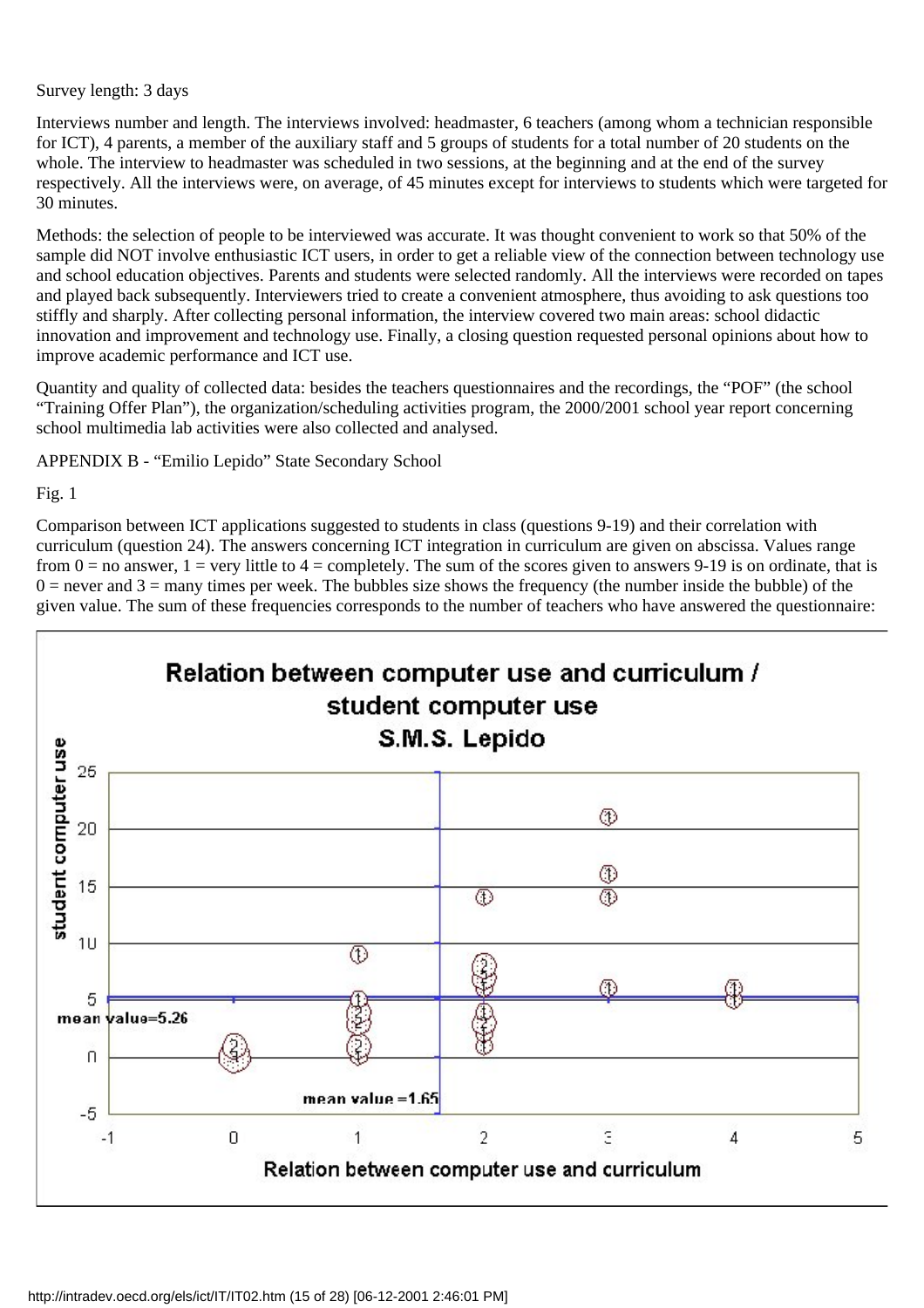Survey length: 3 days

Interviews number and length. The interviews involved: headmaster, 6 teachers (among whom a technician responsible for ICT), 4 parents, a member of the auxiliary staff and 5 groups of students for a total number of 20 students on the whole. The interview to headmaster was scheduled in two sessions, at the beginning and at the end of the survey respectively. All the interviews were, on average, of 45 minutes except for interviews to students which were targeted for 30 minutes.

Methods: the selection of people to be interviewed was accurate. It was thought convenient to work so that 50% of the sample did NOT involve enthusiastic ICT users, in order to get a reliable view of the connection between technology use and school education objectives. Parents and students were selected randomly. All the interviews were recorded on tapes and played back subsequently. Interviewers tried to create a convenient atmosphere, thus avoiding to ask questions too stiffly and sharply. After collecting personal information, the interview covered two main areas: school didactic innovation and improvement and technology use. Finally, a closing question requested personal opinions about how to improve academic performance and ICT use.

Quantity and quality of collected data: besides the teachers questionnaires and the recordings, the "POF" (the school "Training Offer Plan"), the organization/scheduling activities program, the 2000/2001 school year report concerning school multimedia lab activities were also collected and analysed.

APPENDIX B - "Emilio Lepido" State Secondary School

Fig. 1

Comparison between ICT applications suggested to students in class (questions 9-19) and their correlation with curriculum (question 24). The answers concerning ICT integration in curriculum are given on abscissa. Values range from 0 = no answer, 1 = very little to 4 = completely. The sum of the scores given to answers 9-19 is on ordinate, that is 0 = never and 3 = many times per week. The bubbles size shows the frequency (the number inside the bubble) of the given value. The sum of these frequencies corresponds to the number of teachers who have answered the questionnaire: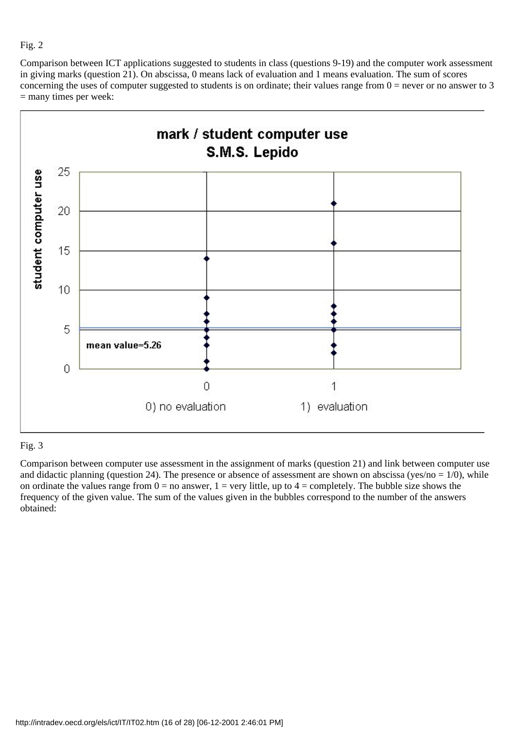Fig. 2

Comparison between ICT applications suggested to students in class (questions 9-19) and the computer work assessment in giving marks (question 21). On abscissa, 0 means lack of evaluation and 1 means evaluation. The sum of scores concerning the uses of computer suggested to students is on ordinate; their values range from 0 = never or no answer to 3 = many times per week:

Fig. 3

Comparison between computer use assessment in the assignment of marks (question 21) and link between computer use and didactic planning (question 24). The presence or absence of assessment are shown on abscissa (yes/no = 1/0), while on ordinate the values range from 0 = no answer, 1 = very little, up to 4 = completely. The bubble size shows the frequency of the given value. The sum of the values given in the bubbles correspond to the number of the answers obtained: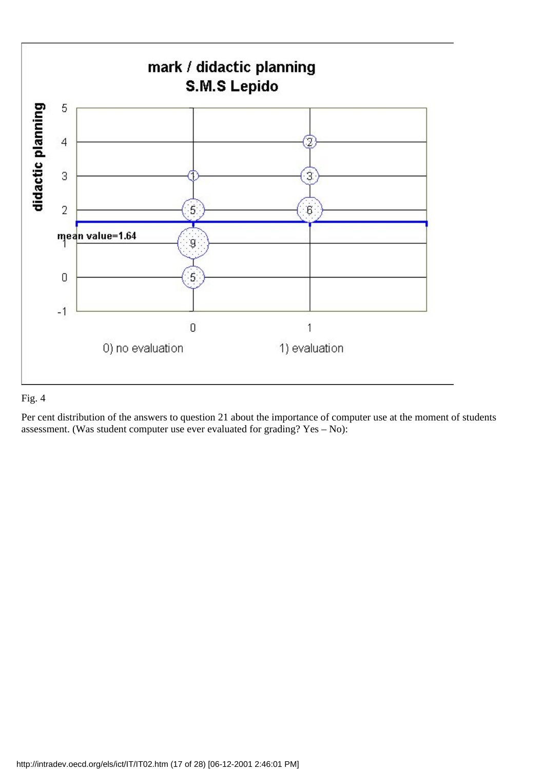Fig. 4

Per cent distribution of the answers to question 21 about the importance of computer use at the moment of students assessment. (Was student computer use ever evaluated for grading? Yes – No):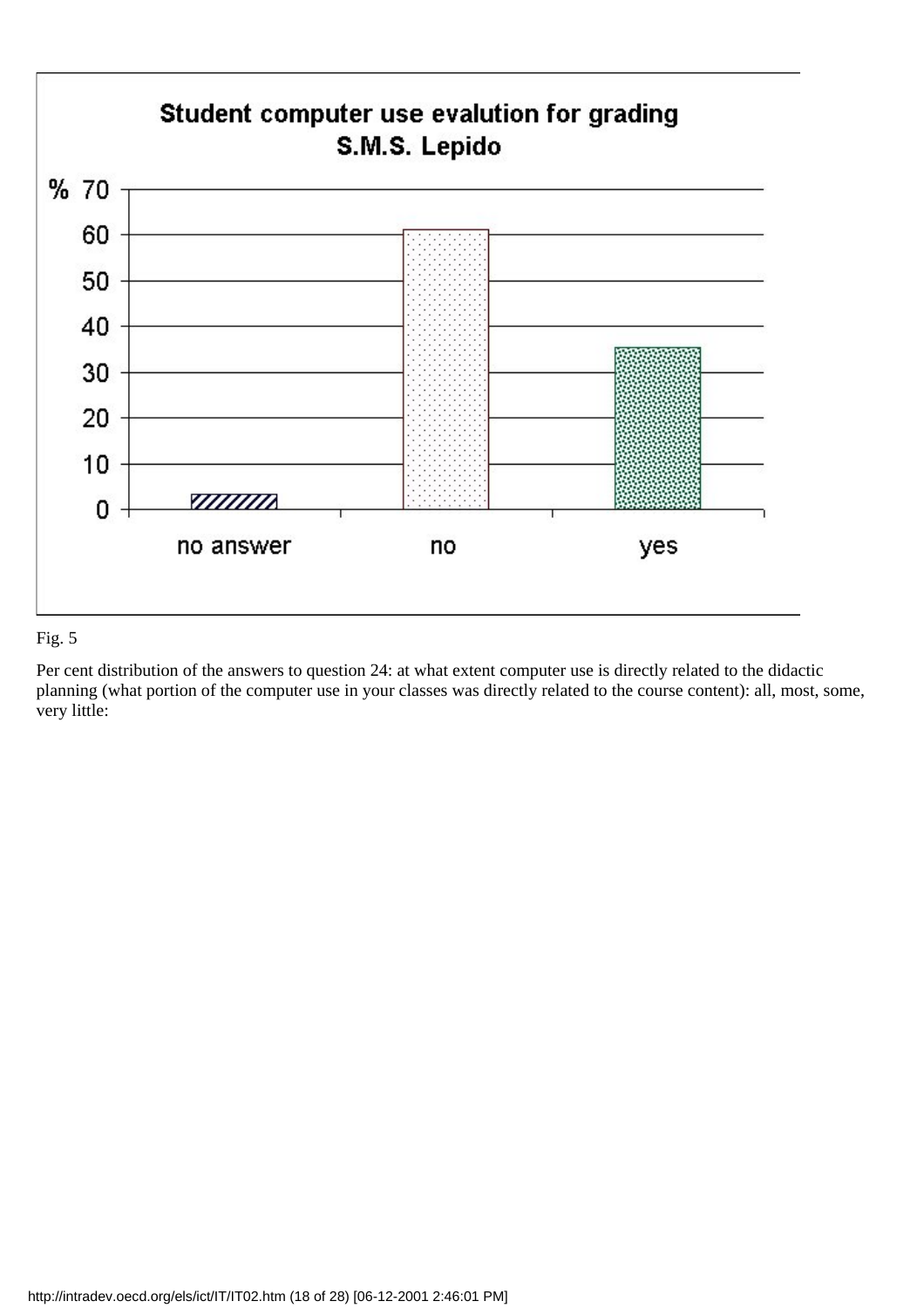Student computer use evalution for grading
S.M.S. Lepido

Fig. 5

Per cent distribution of the answers to question 24: at what extent computer use is directly related to the didactic planning (what portion of the computer use in your classes was directly related to the course content): all, most, some, very little: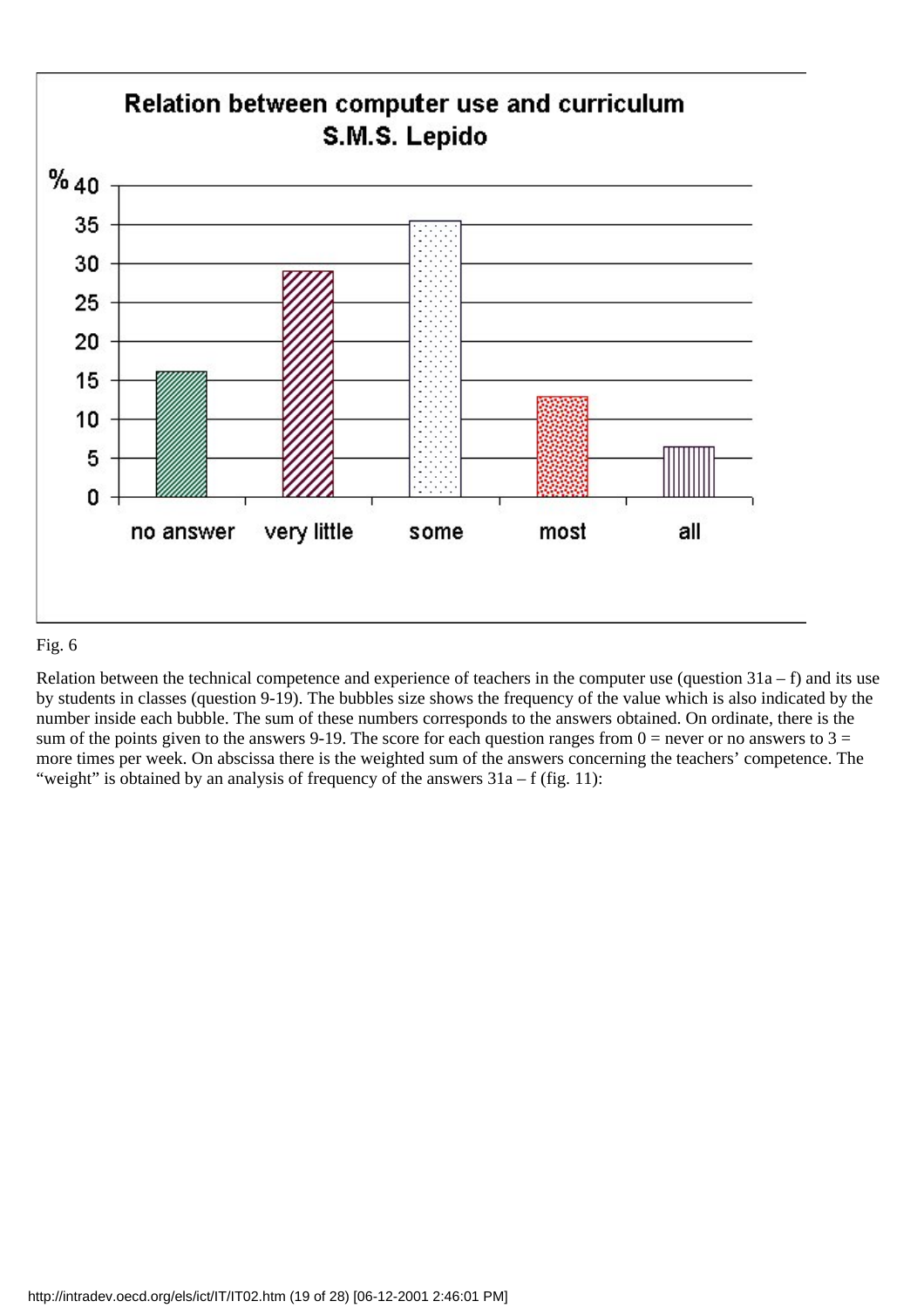Fig. 6

Relation between the technical competence and experience of teachers in the computer use (question 31a – f) and its use by students in classes (question 9-19). The bubbles size shows the frequency of the value which is also indicated by the number inside each bubble. The sum of these numbers corresponds to the answers obtained. On ordinate, there is the sum of the points given to the answers 9-19. The score for each question ranges from 0 = never or no answers to 3 = more times per week. On abscissa there is the weighted sum of the answers concerning the teachers' competence. The "weight" is obtained by an analysis of frequency of the answers 31a – f (fig. 11):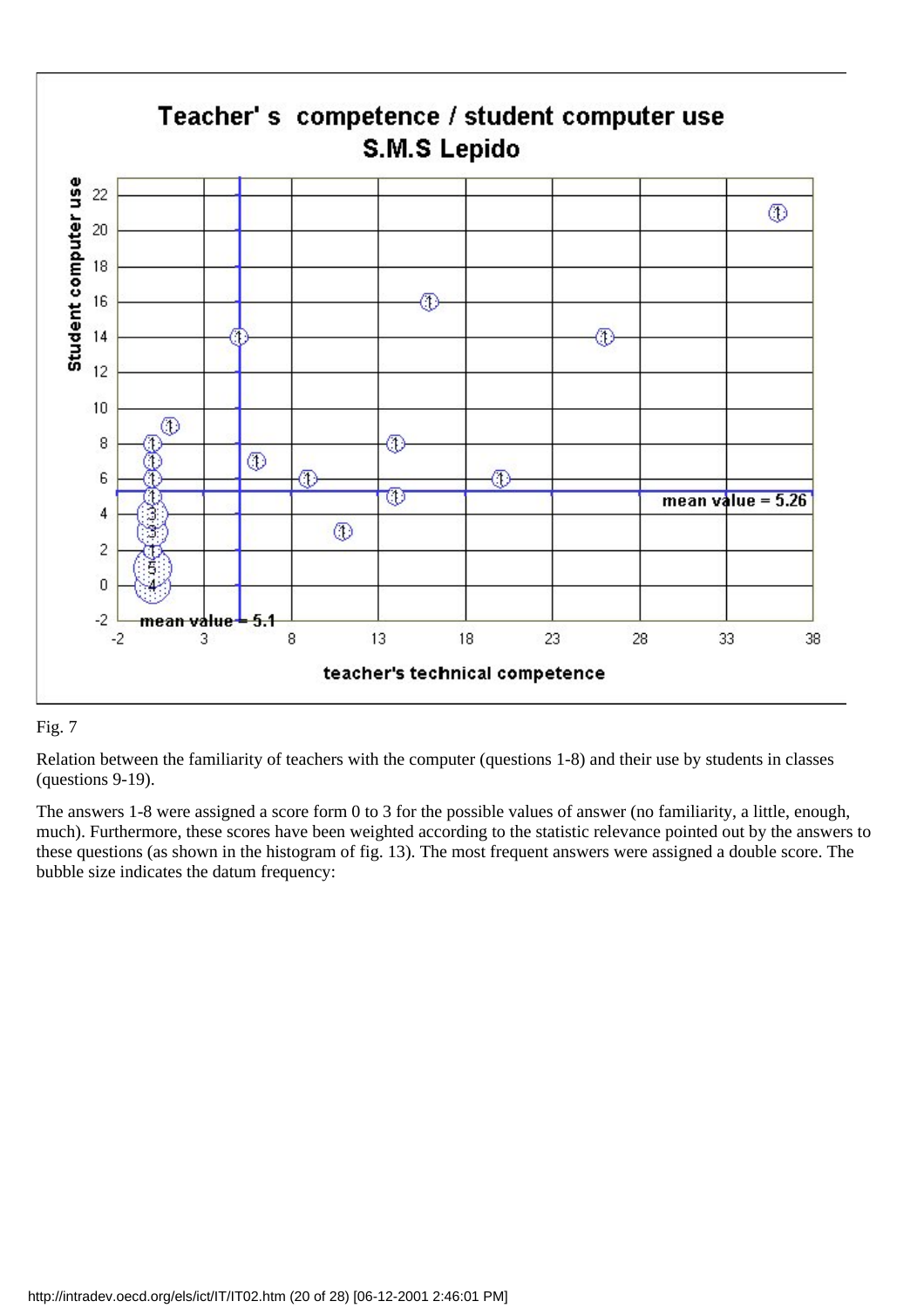Fig. 7

Relation between the familiarity of teachers with the computer (questions 1-8) and their use by students in classes (questions 9-19).

The answers 1-8 were assigned a score form 0 to 3 for the possible values of answer (no familiarity, a little, enough, much). Furthermore, these scores have been weighted according to the statistic relevance pointed out by the answers to these questions (as shown in the histogram of fig. 13). The most frequent answers were assigned a double score. The bubble size indicates the datum frequency: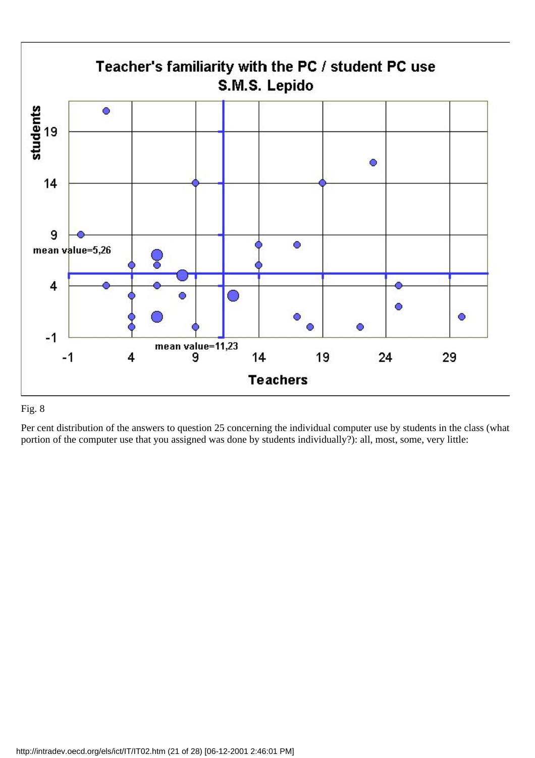Teacher's familiarity with the PC / student PC use

S.M.S. Lepido

Fig. 8

Per cent distribution of the answers to question 25 concerning the individual computer use by students in the class (what portion of the computer use that you assigned was done by students individually?): all, most, some, very little: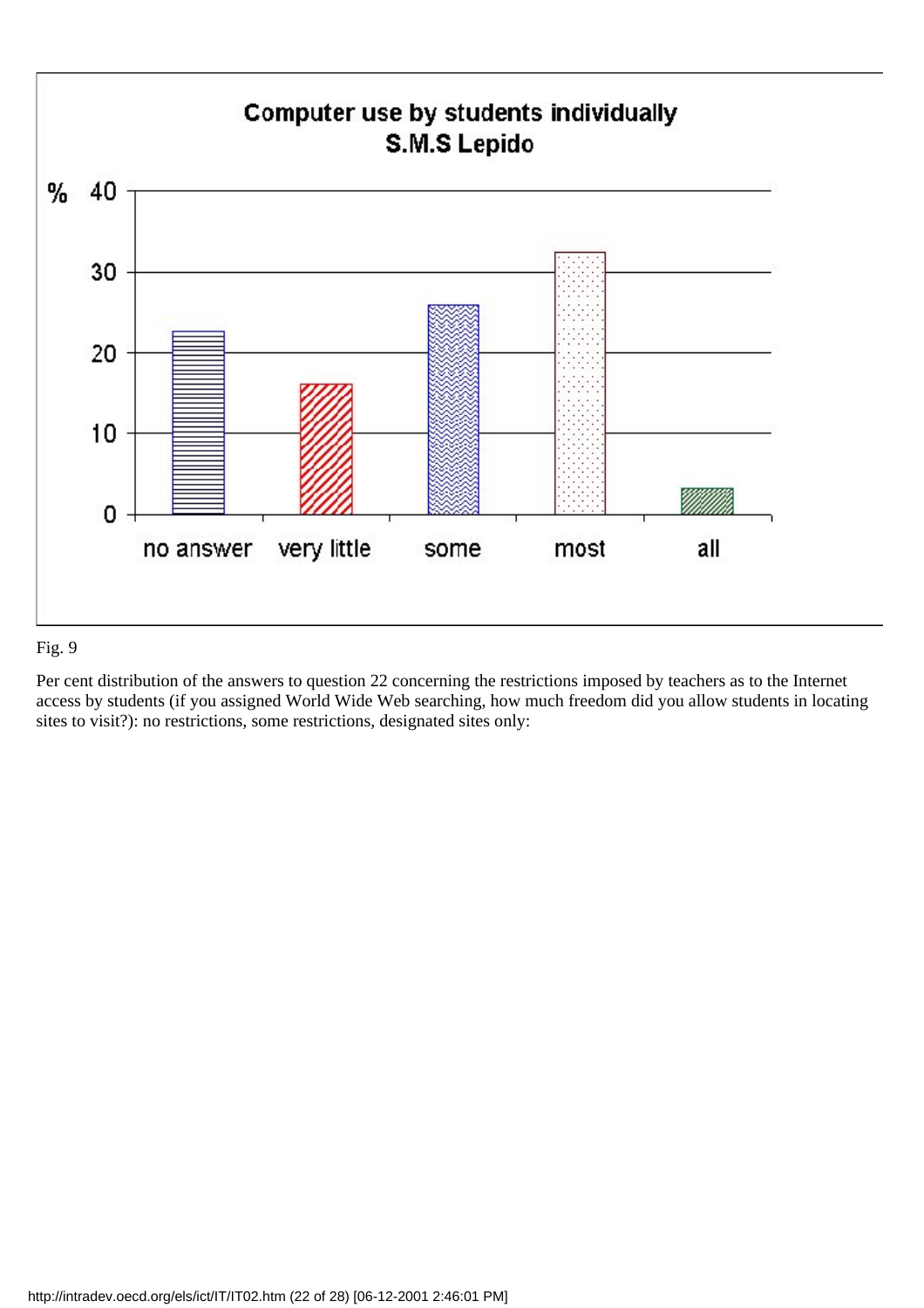Computer use by students individually

S.M.S Lepido

Fig. 9

Per cent distribution of the answers to question 22 concerning the restrictions imposed by teachers as to the Internet access by students (if you assigned World Wide Web searching, how much freedom did you allow students in locating sites to visit?): no restrictions, some restrictions, designated sites only: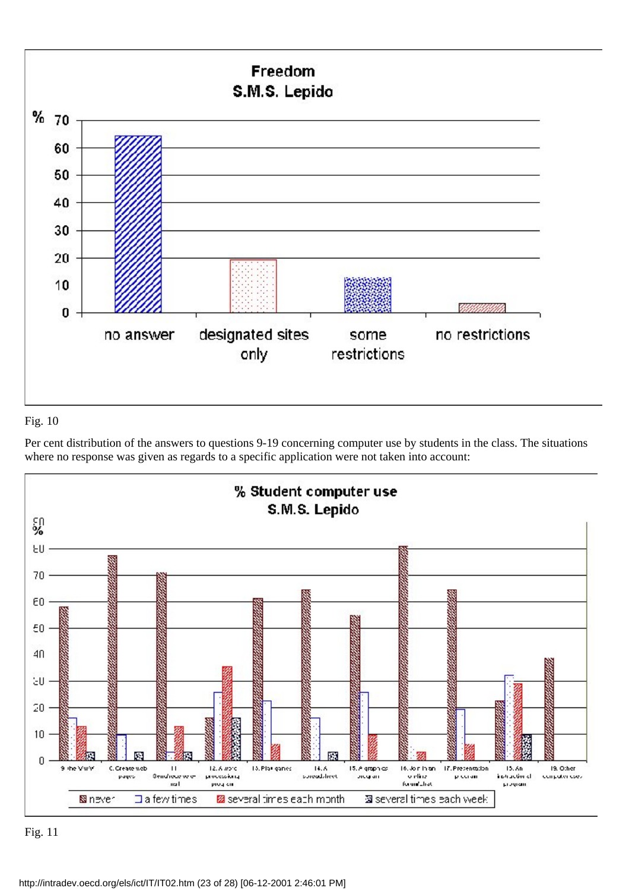Fig. 10

Per cent distribution of the answers to questions 9-19 concerning computer use by students in the class. The situations where no response was given as regards to a specific application were not taken into account:

Fig. 11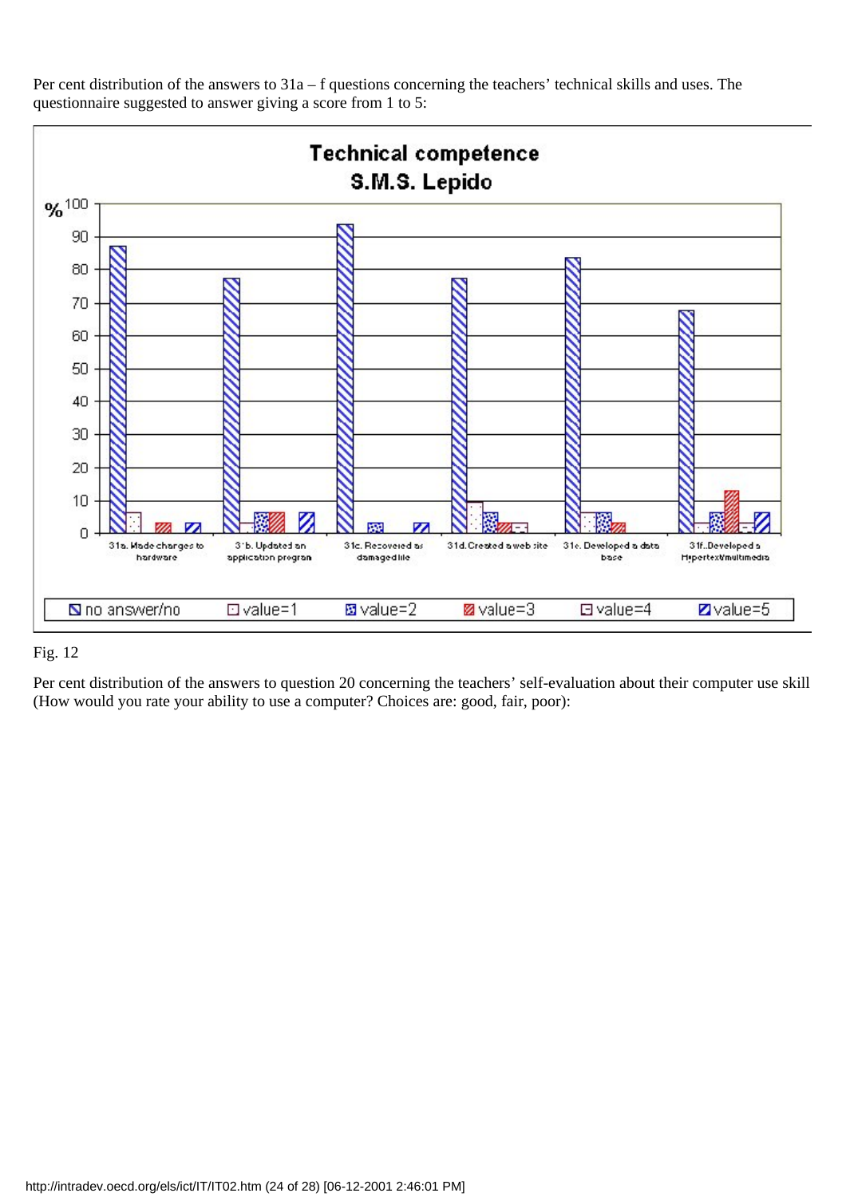Per cent distribution of the answers to 31a – f questions concerning the teachers' technical skills and uses. The questionnaire suggested to answer giving a score from 1 to 5:

Fig. 12

Per cent distribution of the answers to question 20 concerning the teachers' self-evaluation about their computer use skill (How would you rate your ability to use a computer? Choices are: good, fair, poor):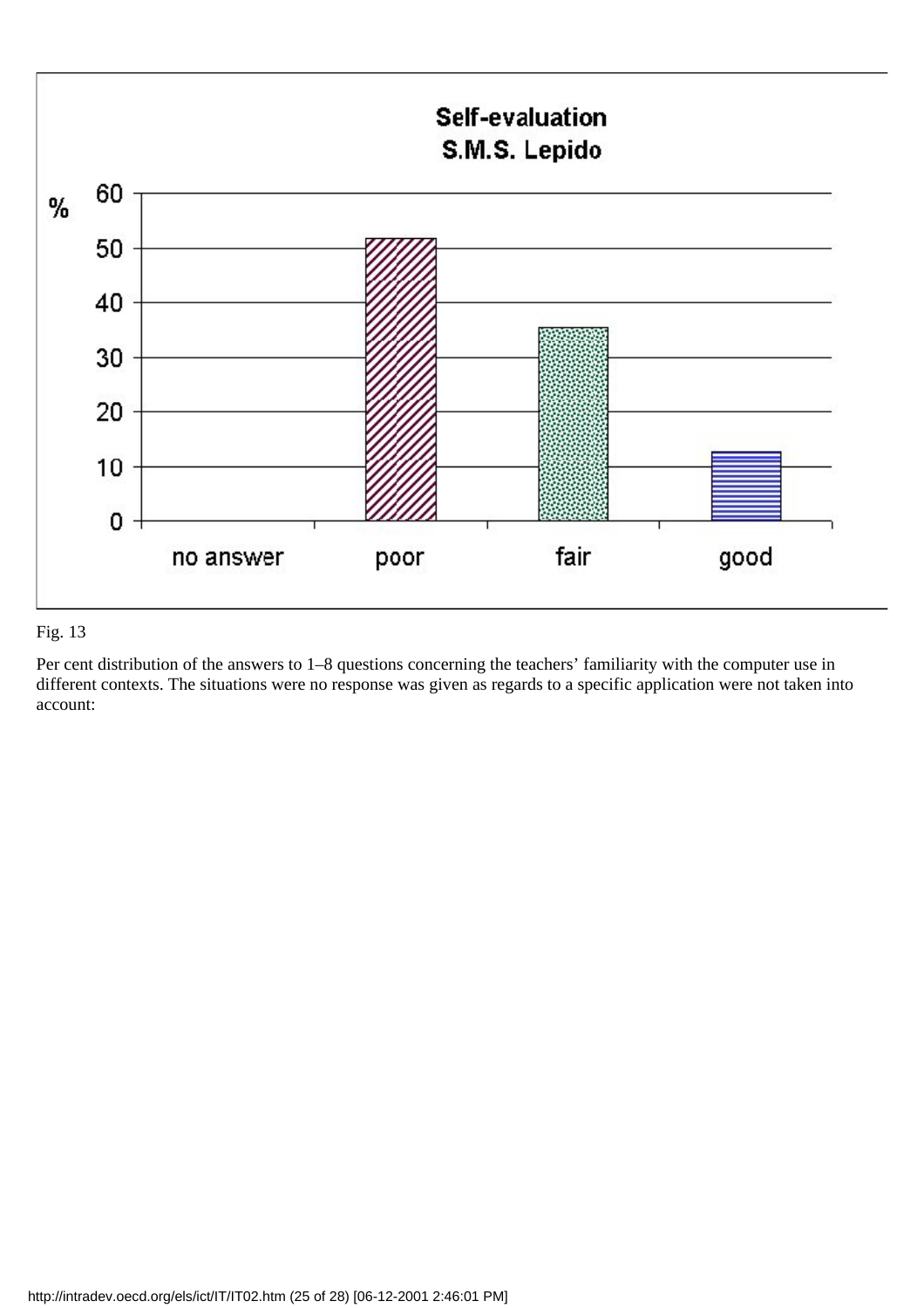Fig. 13

Per cent distribution of the answers to 1–8 questions concerning the teachers' familiarity with the computer use in different contexts. The situations were no response was given as regards to a specific application were not taken into account: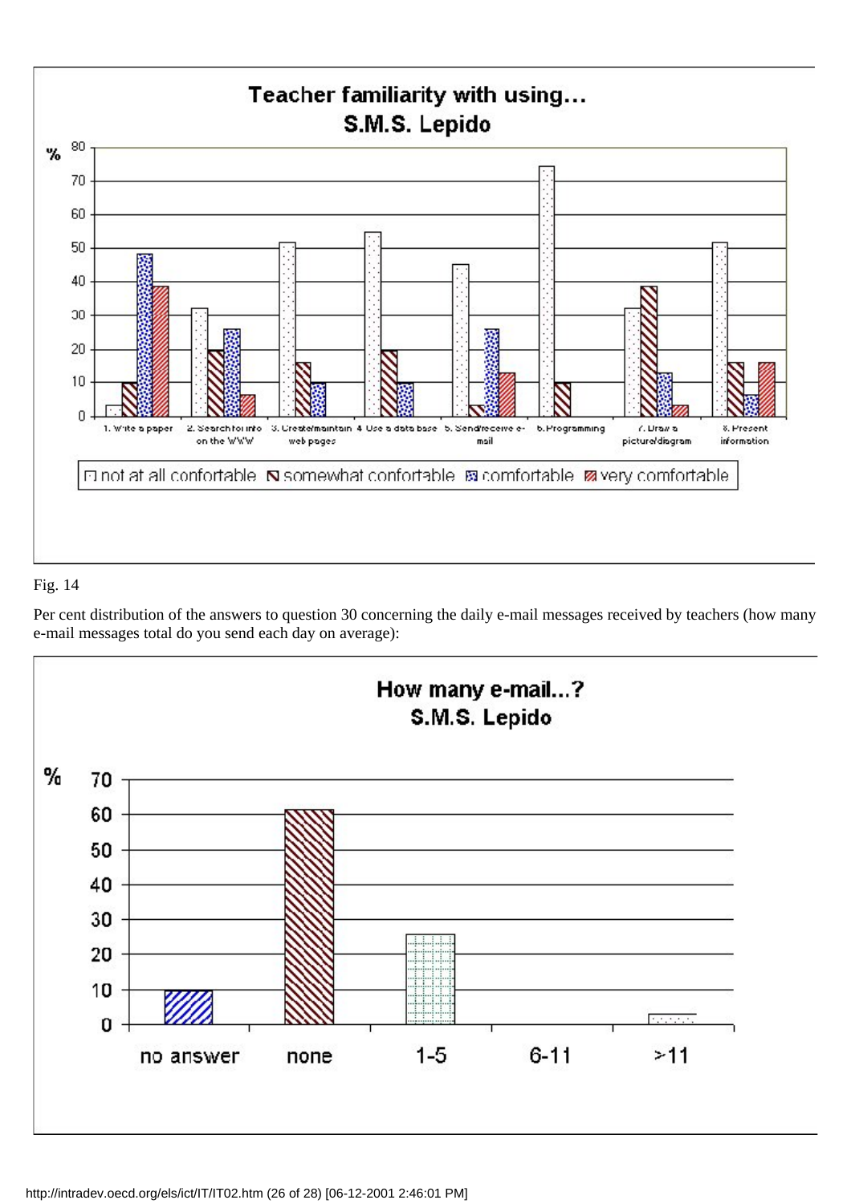Fig. 14

Per cent distribution of the answers to question 30 concerning the daily e-mail messages received by teachers (how many e-mail messages total do you send each day on average):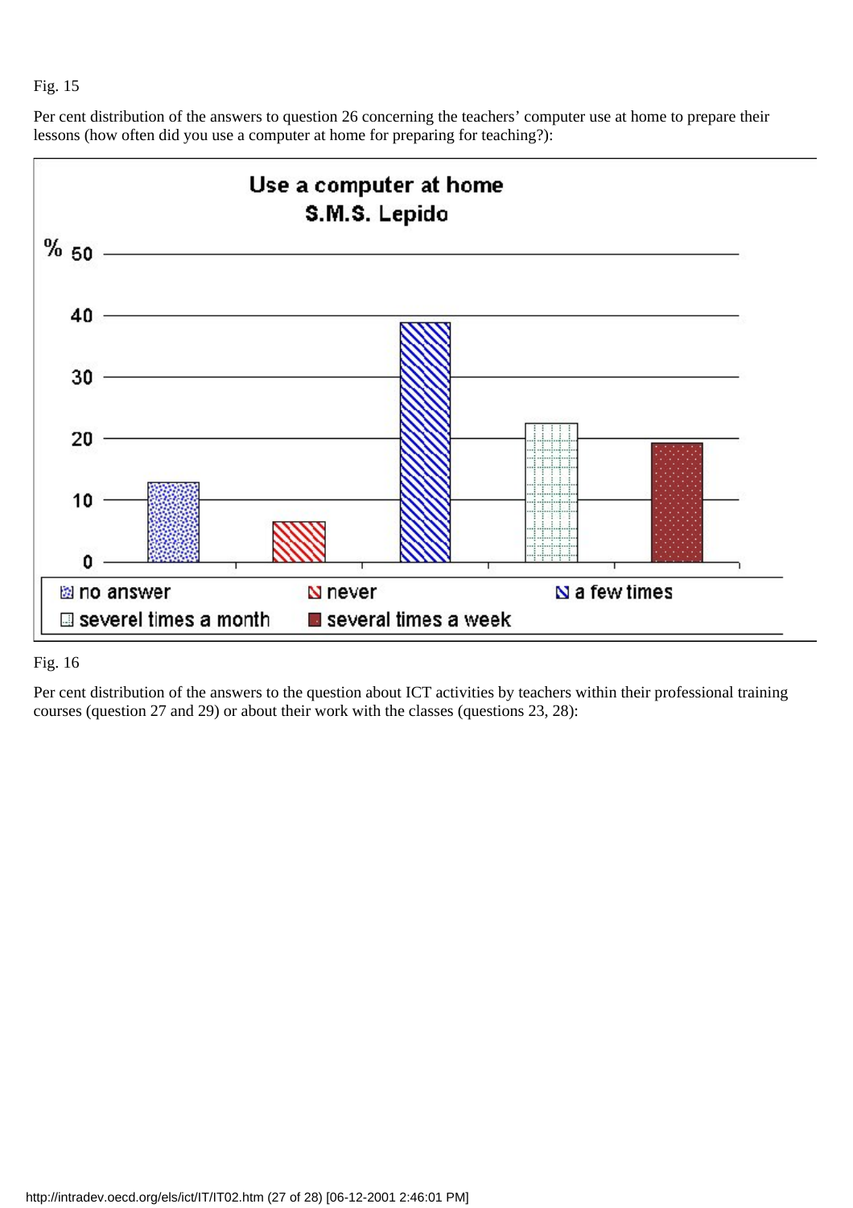Fig. 15

Per cent distribution of the answers to question 26 concerning the teachers' computer use at home to prepare their lessons (how often did you use a computer at home for preparing for teaching?):

Fig. 16

Per cent distribution of the answers to the question about ICT activities by teachers within their professional training courses (question 27 and 29) or about their work with the classes (questions 23, 28):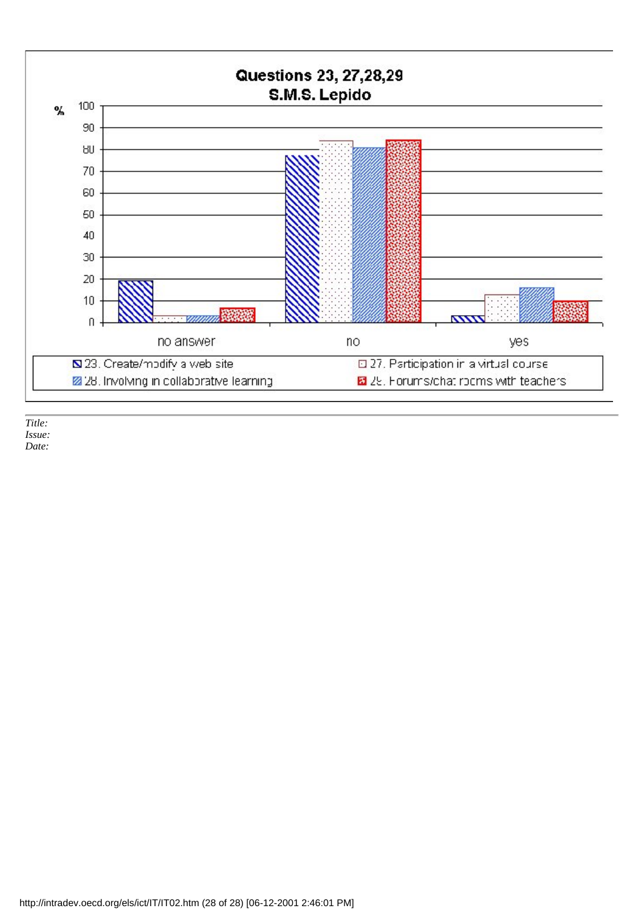**Questions 23, 27,28,29**
**S.M.S. Lepido**

%

100
90
80
70
60
50
40
30
20
10
0

no answer
no
yes

23. Create/modify a web site
27. Participation in a virtual course
28. Involving in collaborative learning
29. Forums/chat rooms with teachers

*Title:*
*Issue:*
*Date:*